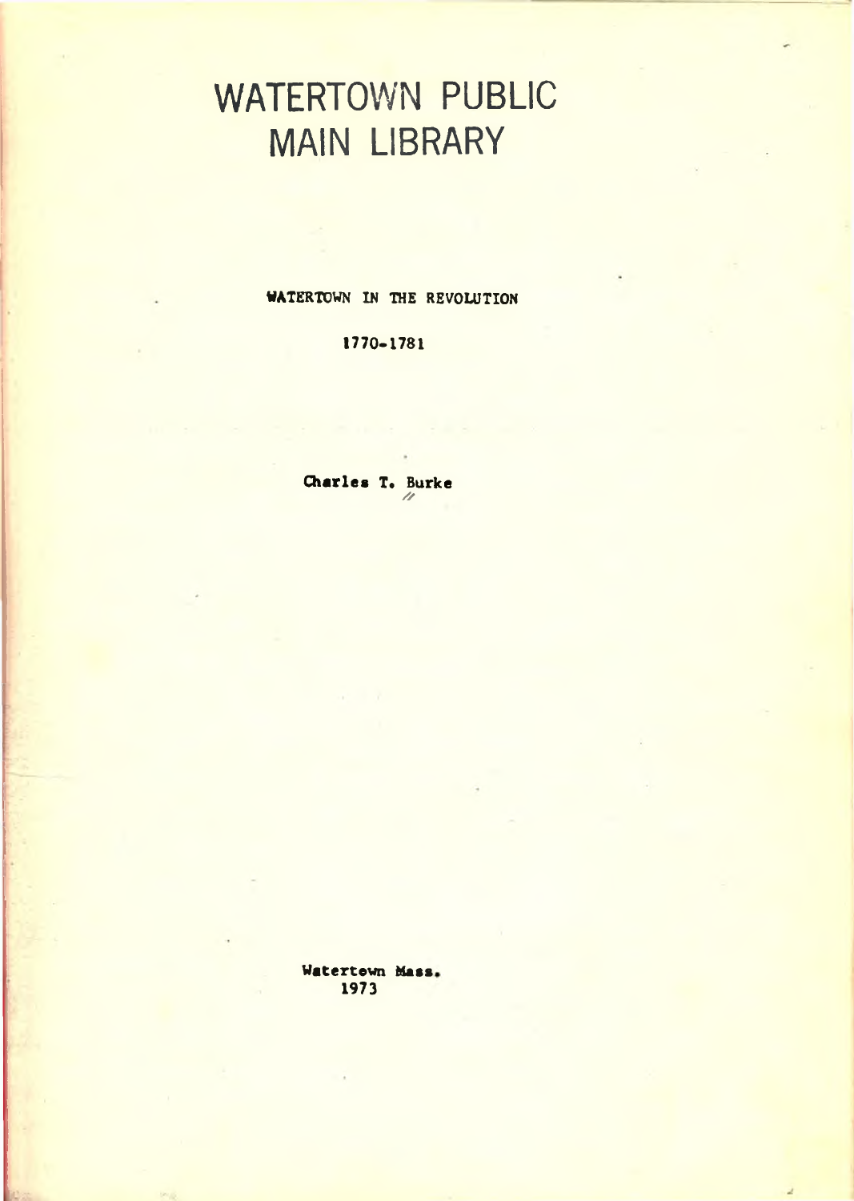# WATERTOWN PUBLIC MAIN LIBRARY

WATERTOWN IN THE REVOLUTION

1770-1781

Charles T. Burke

Watertown Mass.
1973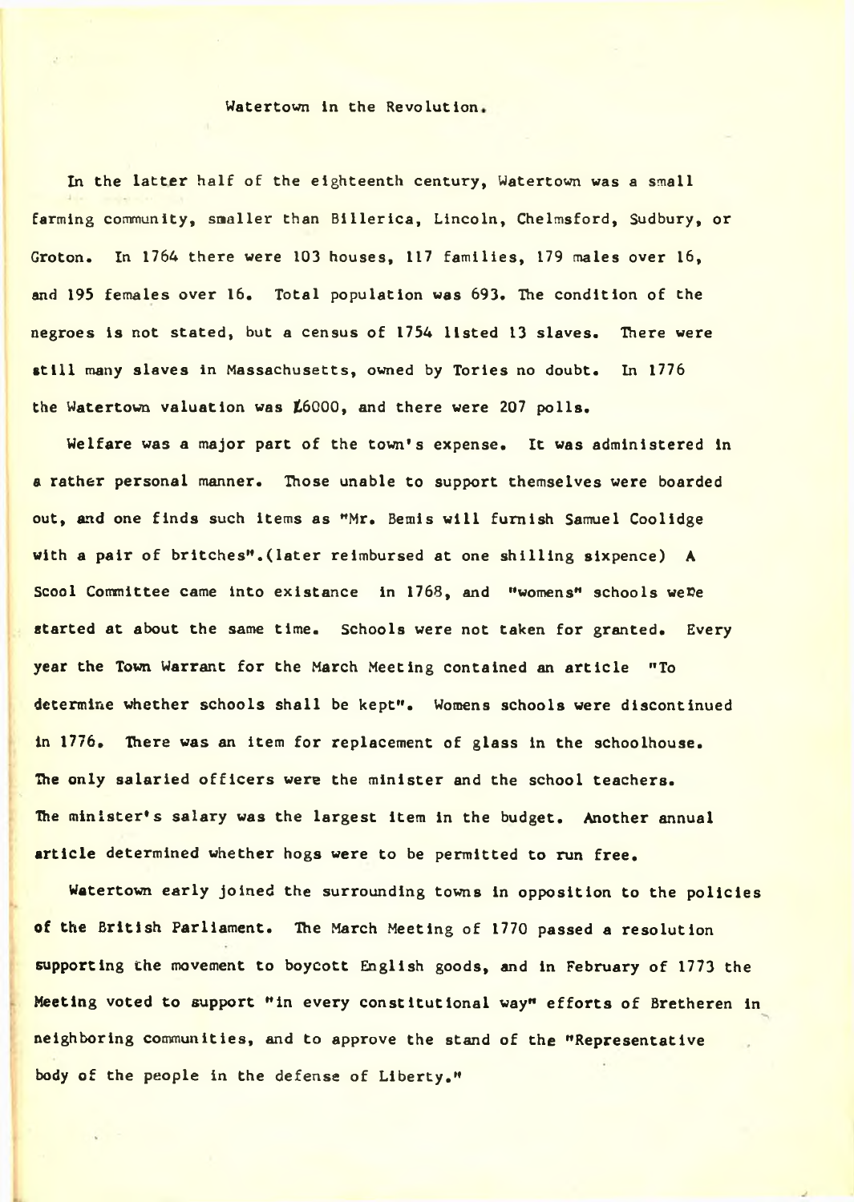# Watertown in the Revolution.

In the latter half of the eighteenth century, Watertown was a small farming community, smaller than Billerica, Lincoln, Chelmsford, Sudbury, or Groton. In 1764 there were 103 houses, 117 families, 179 males over 16, and 195 females over 16. Total population was 693. The condition of the negroes is not stated, but a census of 1754 listed 13 slaves. There were still many slaves in Massachusetts, owned by Tories no doubt. In 1776 the Watertown valuation was £6000, and there were 207 polls.

Welfare was a major part of the town's expense. It was administered in a rather personal manner. Those unable to support themselves were boarded out, and one finds such items as "Mr. Bemis will furnish Samuel Coolidge with a pair of britches".(later reimbursed at one shilling sixpence) A Scool Committee came into existance in 1768, and "womens" schools were started at about the same time. Schools were not taken for granted. Every year the Town Warrant for the March Meeting contained an article "To determine whether schools shall be kept". Womens schools were discontinued in 1776. There was an item for replacement of glass in the schoolhouse. The only salaried officers were the minister and the school teachers. The minister's salary was the largest item in the budget. Another annual article determined whether hogs were to be permitted to run free.

Watertown early joined the surrounding towns in opposition to the policies of the British Parliament. The March Meeting of 1770 passed a resolution supporting the movement to boycott English goods, and in February of 1773 the Meeting voted to support "in every constitutional way" efforts of Bretheren in neighboring communities, and to approve the stand of the "Representative body of the people in the defense of Liberty."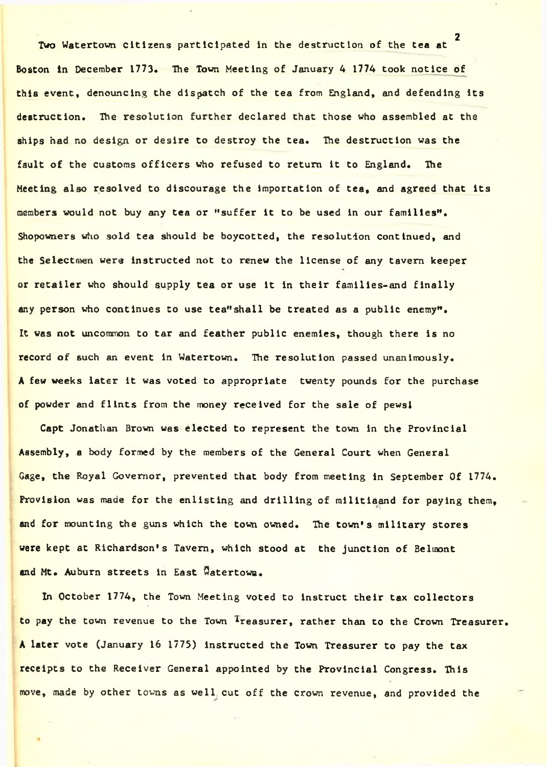Two Watertown citizens participated in the destruction of the tea at Boston in December 1773. The Town Meeting of January 4 1774 took notice of this event, denouncing the dispatch of the tea from England, and defending its destruction. The resolution further declared that those who assembled at the ships had no design or desire to destroy the tea. The destruction was the fault of the customs officers who refused to return it to England. The Meeting also resolved to discourage the importation of tea, and agreed that its members would not buy any tea or "suffer it to be used in our families". Shopowners who sold tea should be boycotted, the resolution continued, and the Selectmen were instructed not to renew the license of any tavern keeper or retailer who should supply tea or use it in their families-and finally any person who continues to use tea"shall be treated as a public enemy". It was not uncommon to tar and feather public enemies, though there is no record of such an event in Watertown. The resolution passed unanimously. A few weeks later it was voted to appropriate twenty pounds for the purchase of powder and flints from the money received for the sale of pews!

Capt Jonathan Brown was elected to represent the town in the Provincial Assembly, a body formed by the members of the General Court when General Gage, the Royal Governor, prevented that body from meeting in September Of 1774. Provision was made for the enlisting and drilling of militiaand for paying them, and for mounting the guns which the town owned. The town's military stores were kept at Richardson's Tavern, which stood at the junction of Belmont and Mt. Auburn streets in East Watertown.

In October 1774, the Town Meeting voted to instruct their tax collectors to pay the town revenue to the Town Treasurer, rather than to the Crown Treasurer. A later vote (January 16 1775) instructed the Town Treasurer to pay the tax receipts to the Receiver General appointed by the Provincial Congress. This move, made by other towns as well cut off the crown revenue, and provided the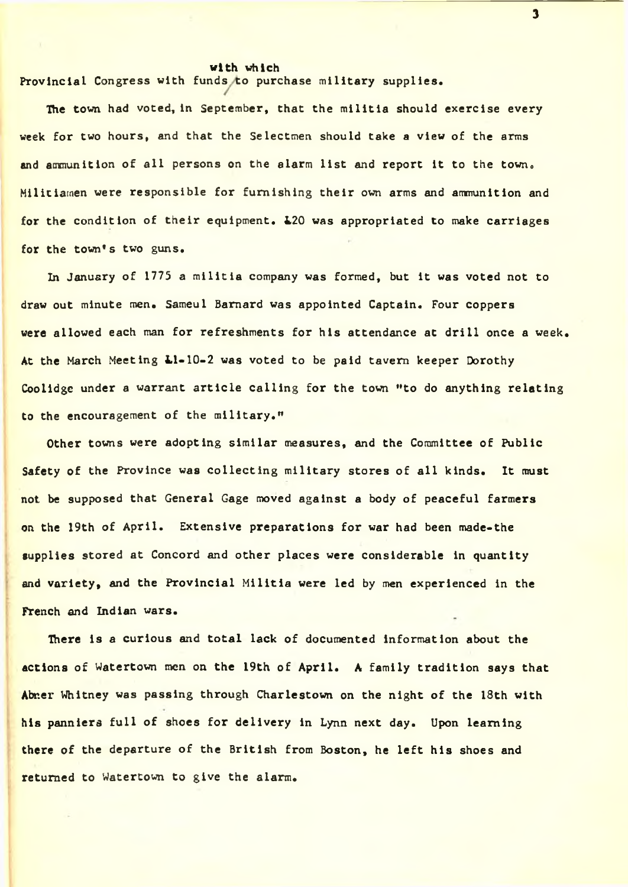with which
Provincial Congress with funds to purchase military supplies.

The town had voted, in September, that the militia should exercise every week for two hours, and that the Selectmen should take a view of the arms and ammunition of all persons on the alarm list and report it to the town. Militiamen were responsible for furnishing their own arms and ammunition and for the condition of their equipment. £20 was appropriated to make carriages for the town's two guns.

In January of 1775 a militia company was formed, but it was voted not to draw out minute men. Sameul Barnard was appointed Captain. Four coppers were allowed each man for refreshments for his attendance at drill once a week. At the March Meeting £1-10-2 was voted to be paid tavern keeper Dorothy Coolidge under a warrant article calling for the town "to do anything relating to the encouragement of the military."

Other towns were adopting similar measures, and the Committee of Public Safety of the Province was collecting military stores of all kinds. It must not be supposed that General Gage moved against a body of peaceful farmers on the 19th of April. Extensive preparations for war had been made-the supplies stored at Concord and other places were considerable in quantity and variety, and the Provincial Militia were led by men experienced in the French and Indian wars.

There is a curious and total lack of documented information about the actions of Watertown men on the 19th of April. A family tradition says that Abner Whitney was passing through Charlestown on the night of the 18th with his panniers full of shoes for delivery in Lynn next day. Upon learning there of the departure of the British from Boston, he left his shoes and returned to Watertown to give the alarm.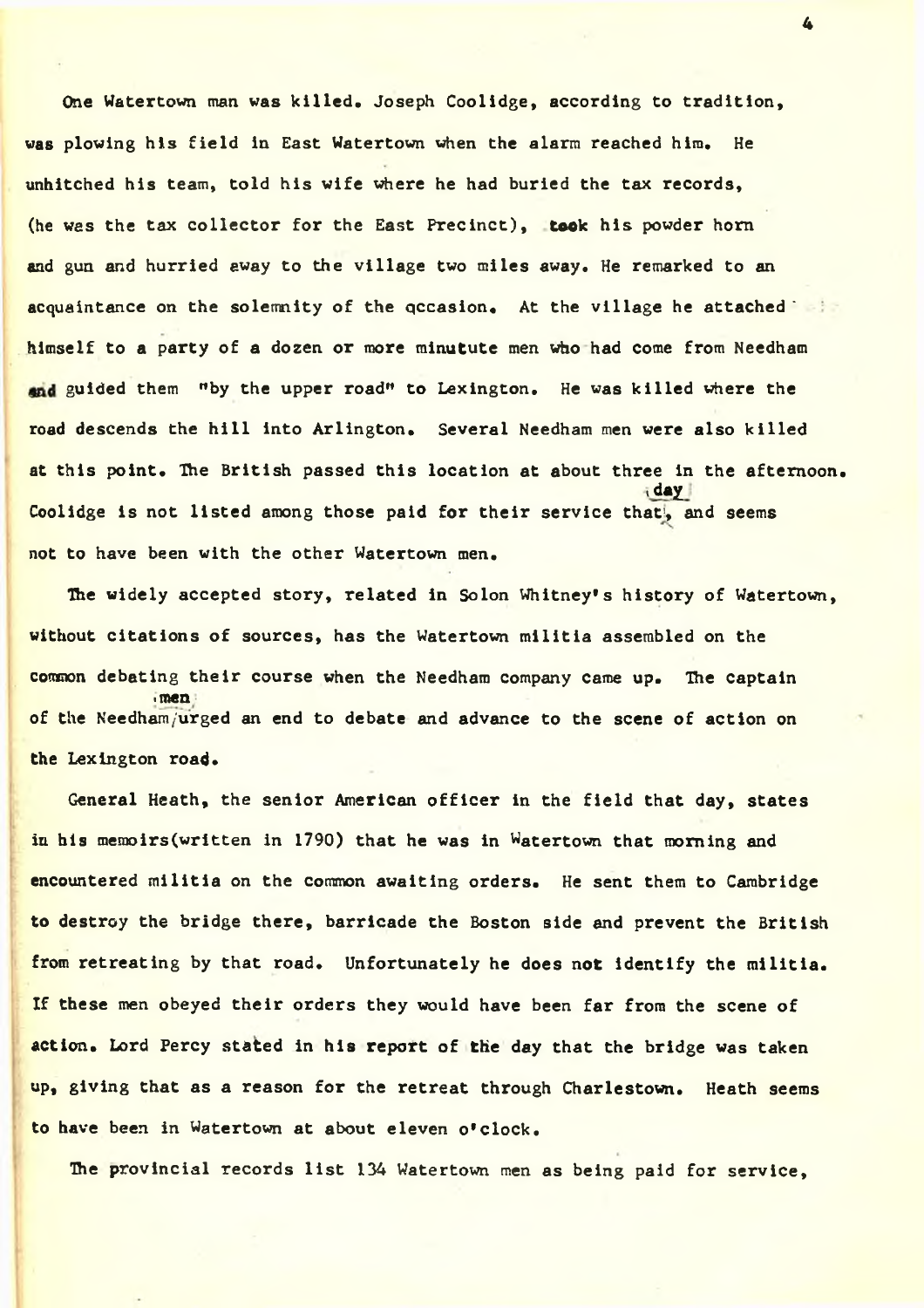One Watertown man was killed. Joseph Coolidge, according to tradition, was plowing his field in East Watertown when the alarm reached him. He unhitched his team, told his wife where he had buried the tax records, (he was the tax collector for the East Precinct), took his powder horn and gun and hurried away to the village two miles away. He remarked to an acquaintance on the solemnity of the occasion. At the village he attached himself to a party of a dozen or more minutute men who had come from Needham and guided them "by the upper road" to Lexington. He was killed where the road descends the hill into Arlington. Several Needham men were also killed at this point. The British passed this location at about three in the afternoon. Coolidge is not listed among those paid for their service that day, and seems not to have been with the other Watertown men.

The widely accepted story, related in Solon Whitney's history of Watertown, without citations of sources, has the Watertown militia assembled on the common debating their course when the Needham company came up. The captain of the Needham men urged an end to debate and advance to the scene of action on the Lexington road.

General Heath, the senior American officer in the field that day, states in his memoirs(written in 1790) that he was in Watertown that morning and encountered militia on the common awaiting orders. He sent them to Cambridge to destroy the bridge there, barricade the Boston side and prevent the British from retreating by that road. Unfortunately he does not identify the militia. If these men obeyed their orders they would have been far from the scene of action. Lord Percy stated in his report of the day that the bridge was taken up, giving that as a reason for the retreat through Charlestown. Heath seems to have been in Watertown at about eleven o'clock.

The provincial records list 134 Watertown men as being paid for service,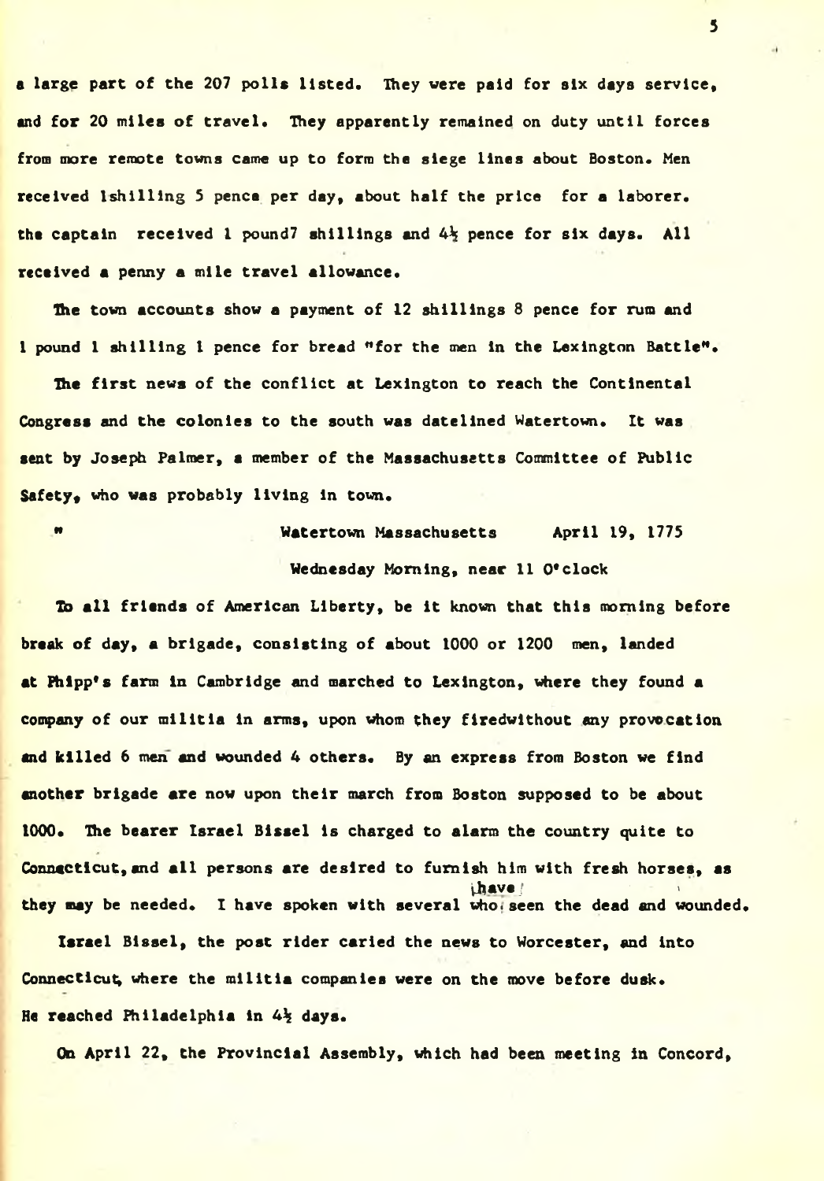a large part of the 207 polls listed. They were paid for six days service, and for 20 miles of travel. They apparently remained on duty until forces from more remote towns came up to form the siege lines about Boston. Men received 1shilling 5 pence per day, about half the price for a laborer. the captain received 1 pound7 shillings and 4½ pence for six days. All received a penny a mile travel allowance.

The town accounts show a payment of 12 shillings 8 pence for rum and 1 pound 1 shilling 1 pence for bread "for the men in the Lexington Battle".

The first news of the conflict at Lexington to reach the Continental Congress and the colonies to the south was datelined Watertown. It was sent by Joseph Palmer, a member of the Massachusetts Committee of Public Safety, who was probably living in town.

" Watertown Massachusetts April 19, 1775
Wednesday Morning, near 11 O'clock

To all friends of American Liberty, be it known that this morning before break of day, a brigade, consisting of about 1000 or 1200 men, landed at Phipp's farm in Cambridge and marched to Lexington, where they found a company of our militia in arms, upon whom they firedwithout any provocation and killed 6 men and wounded 4 others. By an express from Boston we find another brigade are now upon their march from Boston supposed to be about 1000. The bearer Israel Bissel is charged to alarm the country quite to Connecticut, and all persons are desired to furnish him with fresh horses, as they may be needed. I have spoken with several who have seen the dead and wounded.

Israel Bissel, the post rider caried the news to Worcester, and into Connecticut, where the militia companies were on the move before dusk. He reached Philadelphia in 4½ days.

On April 22, the Provincial Assembly, which had been meeting in Concord,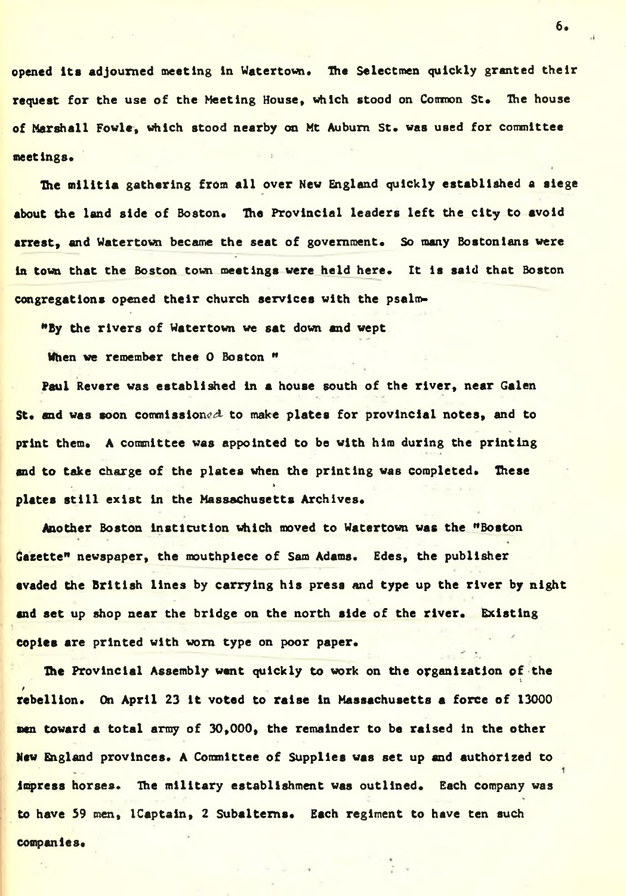opened its adjourned meeting in Watertown. The Selectmen quickly granted their request for the use of the Meeting House, which stood on Common St. The house of Marshall Fowle, which stood nearby on Mt Auburn St. was used for committee meetings.

The militia gathering from all over New England quickly established a siege about the land side of Boston. The Provincial leaders left the city to avoid arrest, and Watertown became the seat of government. So many Bostonians were in town that the Boston town meetings were held here. It is said that Boston congregations opened their church services with the psalm-

"By the rivers of Watertown we sat down and wept
When we remember thee O Boston "

Paul Revere was established in a house south of the river, near Galen St. and was soon commissioned to make plates for provincial notes, and to print them. A committee was appointed to be with him during the printing and to take charge of the plates when the printing was completed. These plates still exist in the Massachusetts Archives.

Another Boston institution which moved to Watertown was the "Boston Gazette" newspaper, the mouthpiece of Sam Adams. Edes, the publisher evaded the British lines by carrying his press and type up the river by night and set up shop near the bridge on the north side of the river. Existing copies are printed with worn type on poor paper.

The Provincial Assembly went quickly to work on the organization of the rebellion. On April 23 it voted to raise in Massachusetts a force of 13000 men toward a total army of 30,000, the remainder to be raised in the other New England provinces. A Committee of Supplies was set up and authorized to impress horses. The military establishment was outlined. Each company was to have 59 men, 1Captain, 2 Subalterns. Each regiment to have ten such companies.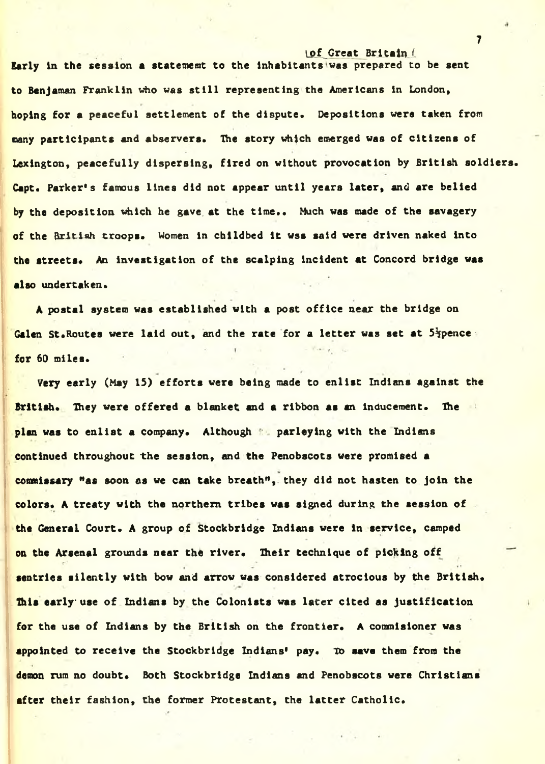Early in the session a statememt to the inhabitants of Great Britain was prepared to be sent to Benjaman Franklin who was still representing the Americans in London, hoping for a peaceful settlement of the dispute. Depositions were taken from many participants and abservers. The story which emerged was of citizens of Lexington, peacefully dispersing, fired on without provocation by British soldiers. Capt. Parker's famous lines did not appear until years later, and are belied by the deposition which he gave at the time.. Much was made of the savagery of the British troops. Women in childbed it wss said were driven naked into the streets. An investigation of the scalping incident at Concord bridge was also undertaken.

A postal system was established with a post office near the bridge on Galen St.Routes were laid out, and the rate for a letter was set at 5½pence for 60 miles.

Very early (May 15) efforts were being made to enlist Indians against the British. They were offered a blanket and a ribbon as an inducement. The plan was to enlist a company. Although parleying with the Indians continued throughout the session, and the Penobscots were promised a commissary "as soon as we can take breath", they did not hasten to join the colors. A treaty with the northern tribes was signed during the session of the General Court. A group of Stockbridge Indians were in service, camped on the Arsenal grounds near the river. Their technique of picking off sentries silently with bow and arrow was considered atrocious by the British. This early use of Indians by the Colonists was later cited as justification for the use of Indians by the British on the frontier. A commisioner was appointed to receive the Stockbridge Indians' pay. To save them from the demon rum no doubt. Both Stockbridge Indians and Penobscots were Christians after their fashion, the former Protestant, the latter Catholic.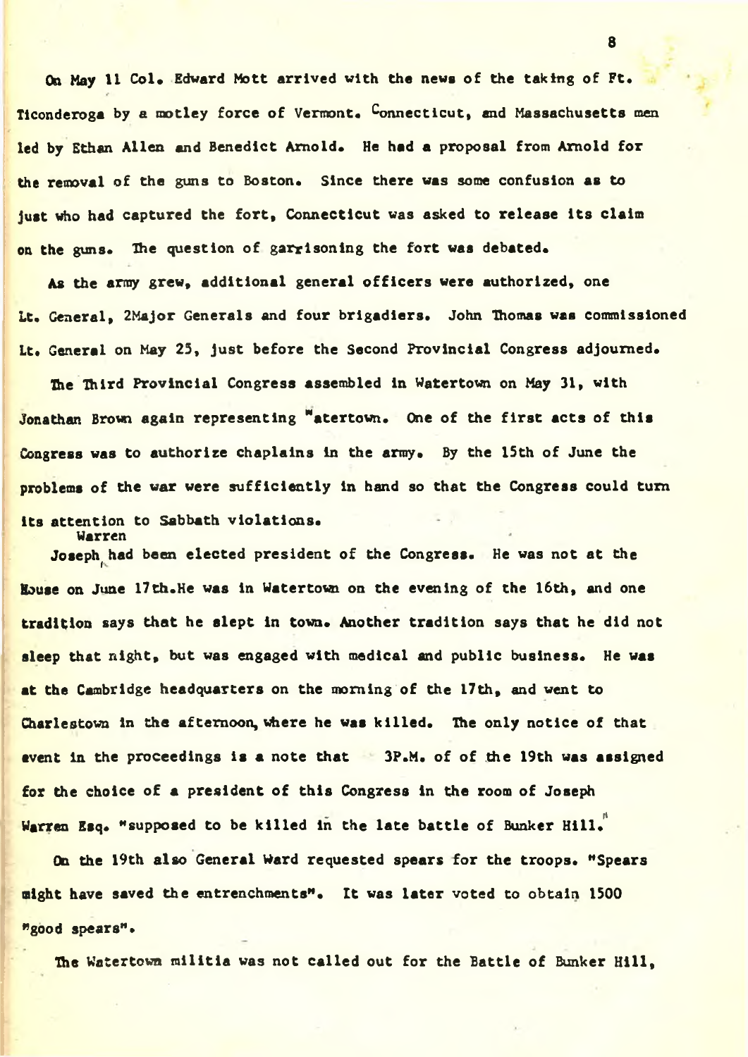On May 11 Col. Edward Mott arrived with the news of the taking of Ft. Ticonderoga by a motley force of Vermont. Connecticut, and Massachusetts men led by Ethan Allen and Benedict Arnold. He had a proposal from Arnold for the removal of the guns to Boston. Since there was some confusion as to just who had captured the fort, Connecticut was asked to release its claim on the guns. The question of garrisoning the fort was debated.

As the army grew, additional general officers were authorized, one Lt. General, 2Major Generals and four brigadiers. John Thomas was commissioned Lt. General on May 25, just before the Second Provincial Congress adjourned.

The Third Provincial Congress assembled in Watertown on May 31, with Jonathan Brown again representing "atertown. One of the first acts of this Congress was to authorize chaplains in the army. By the 15th of June the problems of the war were sufficiently in hand so that the Congress could turn its attention to Sabbath violations.

Joseph Warren had been elected president of the Congress. He was not at the House on June 17th.He was in Watertown on the evening of the 16th, and one tradition says that he slept in town. Another tradition says that he did not sleep that night, but was engaged with medical and public business. He was at the Cambridge headquarters on the morning of the 17th, and went to Charlestown in the afternoon, where he was killed. The only notice of that event in the proceedings is a note that 3P.M. of of the 19th was assigned for the choice of a president of this Congress in the room of Joseph Warren Esq. "supposed to be killed in the late battle of Bunker Hill."

On the 19th also General Ward requested spears for the troops. "Spears might have saved the entrenchments". It was later voted to obtain 1500 "good spears".

The Watertown militia was not called out for the Battle of Bunker Hill,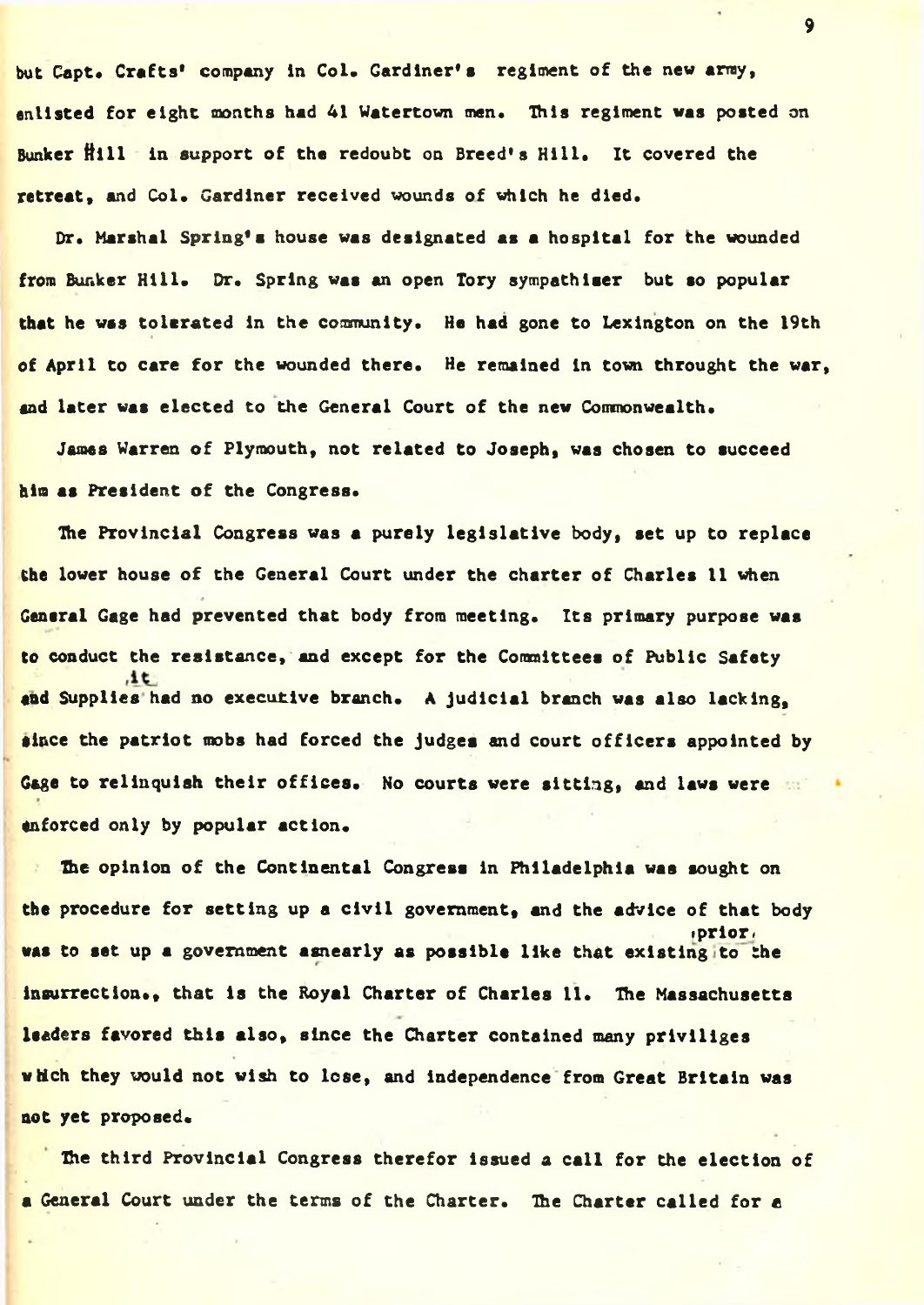but Capt. Crafts' company in Col. Gardiner's regiment of the new army, enlisted for eight months had 41 Watertown men. This regiment was posted on Bunker Hill in support of the redoubt on Breed's Hill. It covered the retreat, and Col. Gardiner received wounds of which he died.

Dr. Marshal Spring's house was designated as a hospital for the wounded from Bunker Hill. Dr. Spring was an open Tory sympathiser but so popular that he was tolerated in the community. He had gone to Lexington on the 19th of April to care for the wounded there. He remained in town throught the war, and later was elected to the General Court of the new Commonwealth.

James Warren of Plymouth, not related to Joseph, was chosen to succeed him as President of the Congress.

The Provincial Congress was a purely legislative body, set up to replace the lower house of the General Court under the charter of Charles 11 when General Gage had prevented that body from meeting. Its primary purpose was to conduct the resistance, and except for the Committees of Public Safety and Supplies it had no executive branch. A judicial branch was also lacking, since the patriot mobs had forced the judges and court officers appointed by Gage to relinquish their offices. No courts were sitting, and laws were enforced only by popular action.

The opinion of the Continental Congress in Philadelphia was sought on the procedure for setting up a civil government, and the advice of that body was to set up a government asnearly as possible like that existing prior to the insurrection., that is the Royal Charter of Charles 11. The Massachusetts leaders favored this also, since the Charter contained many priviliges which they would not wish to lose, and independence from Great Britain was not yet proposed.

The third Provincial Congress therefor issued a call for the election of a General Court under the terms of the Charter. The Charter called for a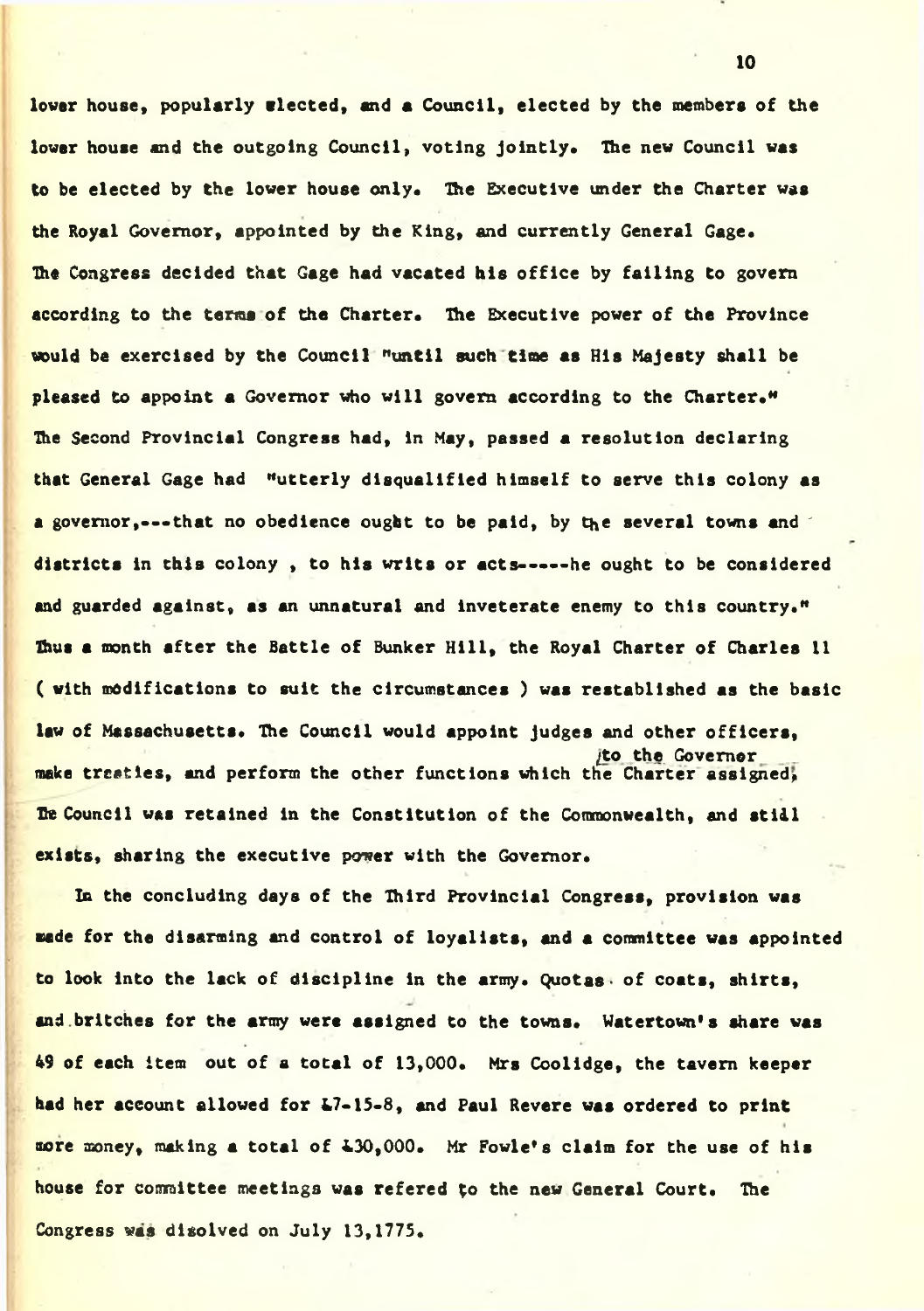lower house, popularly elected, and a Council, elected by the members of the lower house and the outgoing Council, voting jointly. The new Council was to be elected by the lower house only. The Executive under the Charter was the Royal Governor, appointed by the King, and currently General Gage. The Congress decided that Gage had vacated his office by failing to govern according to the terms of the Charter. The Executive power of the Province would be exercised by the Council "until such time as His Majesty shall be pleased to appoint a Governor who will govern according to the Charter." The Second Provincial Congress had, in May, passed a resolution declaring that General Gage had "utterly disqualified himself to serve this colony as a governor,---that no obedience ought to be paid, by the several towns and districts in this colony , to his writs or acts-----he ought to be considered and guarded against, as an unnatural and inveterate enemy to this country." Thus a month after the Battle of Bunker Hill, the Royal Charter of Charles 11 ( with modifications to suit the circumstances ) was restablished as the basic law of Massachusetts. The Council would appoint judges and other officers, make treaties, and perform the other functions which the Charter assigned to the Governor. The Council was retained in the Constitution of the Commonwealth, and still exists, sharing the executive power with the Governor.

In the concluding days of the Third Provincial Congress, provision was made for the disarming and control of loyalists, and a committee was appointed to look into the lack of discipline in the army. Quotas of coats, shirts, and britches for the army were assigned to the towns. Watertown's share was 49 of each item out of a total of 13,000. Mrs Coolidge, the tavern keeper had her account allowed for £7-15-8, and Paul Revere was ordered to print more money, making a total of £30,000. Mr Fowle's claim for the use of his house for committee meetings was refered to the new General Court. The Congress was disolved on July 13,1775.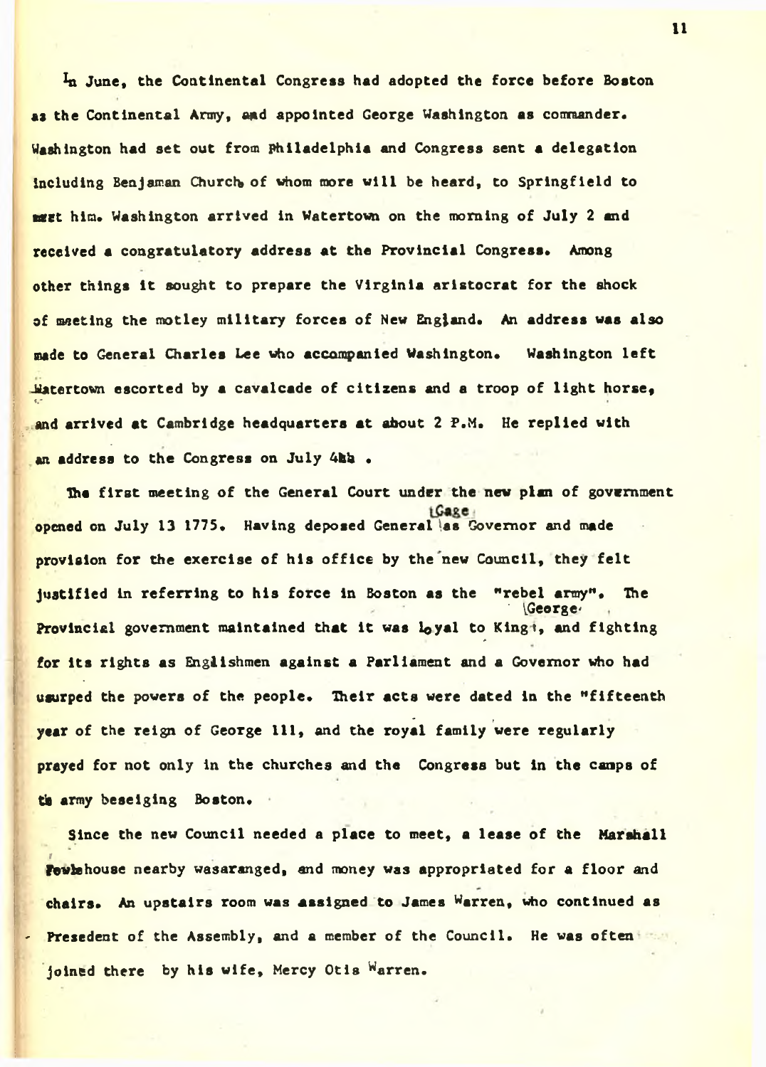In June, the Continental Congress had adopted the force before Boston as the Continental Army, and appointed George Washington as commander. Washington had set out from Philadelphia and Congress sent a delegation including Benjaman Church, of whom more will be heard, to Springfield to meet him. Washington arrived in Watertown on the morning of July 2 and received a congratulatory address at the Provincial Congress. Among other things it sought to prepare the Virginia aristocrat for the shock of meeting the motley military forces of New England. An address was also made to General Charles Lee who accompanied Washington. Washington left Watertown escorted by a cavalcade of citizens and a troop of light horse, and arrived at Cambridge headquarters at about 2 P.M. He replied with an address to the Congress on July 4th .

The first meeting of the General Court under the new plan of government opened on July 13 1775. Having deposed General Gage as Governor and made provision for the exercise of his office by the new Council, they felt justified in referring to his force in Boston as the "rebel army". The Provincial government maintained that it was loyal to King George, and fighting for its rights as Englishmen against a Parliament and a Governor who had usurped the powers of the people. Their acts were dated in the "fifteenth year of the reign of George 111, and the royal family were regularly prayed for not only in the churches and the Congress but in the camps of the army beseiging Boston.

Since the new Council needed a place to meet, a lease of the Marshall Fowle house nearby wasaranged, and money was appropriated for a floor and chairs. An upstairs room was assigned to James Warren, who continued as Presedent of the Assembly, and a member of the Council. He was often joined there by his wife, Mercy Otis Warren.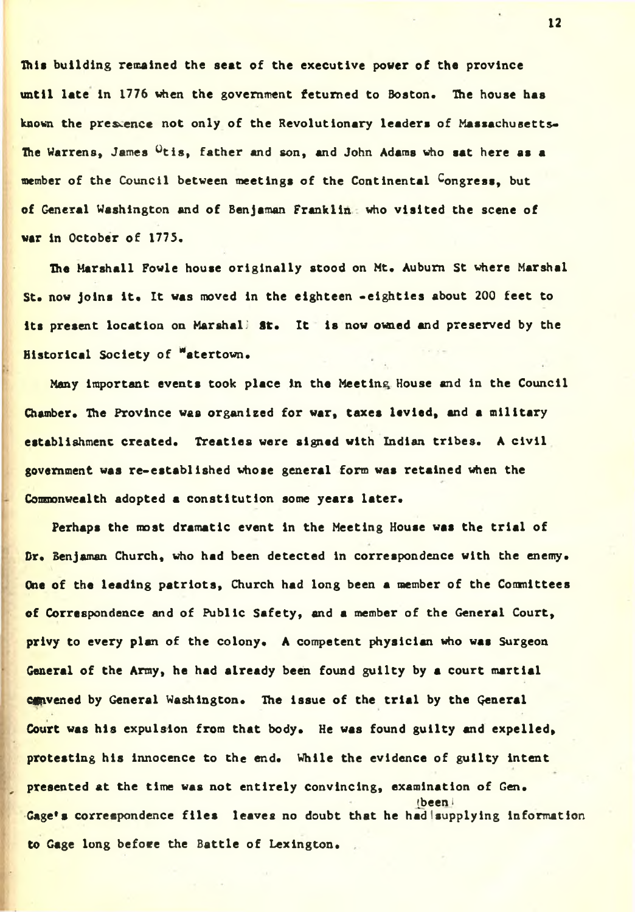This building remained the seat of the executive power of the province until late in 1776 when the government returned to Boston. The house has known the presence not only of the Revolutionary leaders of Massachusetts- The Warrens, James Otis, father and son, and John Adams who sat here as a member of the Council between meetings of the Continental Congress, but of General Washington and of Benjaman Franklin who visited the scene of war in October of 1775.

The Marshall Fowle house originally stood on Mt. Auburn St where Marshal St. now joins it. It was moved in the eighteen -eighties about 200 feet to its present location on Marshal St. It is now owned and preserved by the Historical Society of Watertown.

Many important events took place in the Meeting House and in the Council Chamber. The Province was organized for war, taxes levied, and a military establishment created. Treaties were signed with Indian tribes. A civil government was re-established whose general form was retained when the Commonwealth adopted a constitution some years later.

Perhaps the most dramatic event in the Meeting House was the trial of Dr. Benjaman Church, who had been detected in correspondence with the enemy. One of the leading patriots, Church had long been a member of the Committees of Correspondence and of Public Safety, and a member of the General Court, privy to every plan of the colony. A competent physician who was Surgeon General of the Army, he had already been found guilty by a court martial convened by General Washington. The issue of the trial by the General Court was his expulsion from that body. He was found guilty and expelled, protesting his innocence to the end. While the evidence of guilty intent presented at the time was not entirely convincing, examination of Gen. Gage's correspondence files leaves no doubt that he had been supplying information to Gage long before the Battle of Lexington.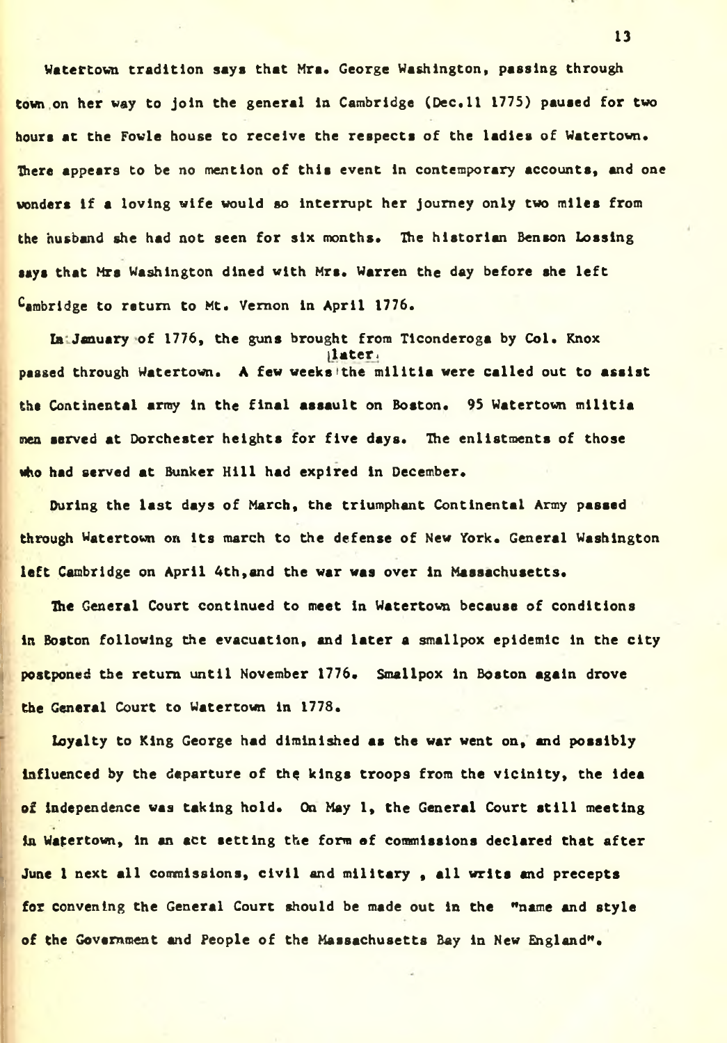Watertown tradition says that Mrs. George Washington, passing through town on her way to join the general in Cambridge (Dec.11 1775) paused for two hours at the Fowle house to receive the respects of the ladies of Watertown. There appears to be no mention of this event in contemporary accounts, and one wonders if a loving wife would so interrupt her journey only two miles from the husband she had not seen for six months. The historian Benson Lossing says that Mrs Washington dined with Mrs. Warren the day before she left Cambridge to return to Mt. Vernon in April 1776.

In January of 1776, the guns brought from Ticonderoga by Col. Knox passed through Watertown. A few weeks later the militia were called out to assist the Continental army in the final assault on Boston. 95 Watertown militia men served at Dorchester heights for five days. The enlistments of those who had served at Bunker Hill had expired in December.

During the last days of March, the triumphant Continental Army passed through Watertown on its march to the defense of New York. General Washington left Cambridge on April 4th,and the war was over in Massachusetts.

The General Court continued to meet in Watertown because of conditions in Boston following the evacuation, and later a smallpox epidemic in the city postponed the return until November 1776. Smallpox in Boston again drove the General Court to Watertown in 1778.

Loyalty to King George had diminished as the war went on, and possibly influenced by the departure of the kings troops from the vicinity, the idea of independence was taking hold. On May 1, the General Court still meeting in Watertown, in an act setting the form of commissions declared that after June 1 next all commissions, civil and military , all writs and precepts for convening the General Court should be made out in the "name and style of the Government and People of the Massachusetts Bay in New England".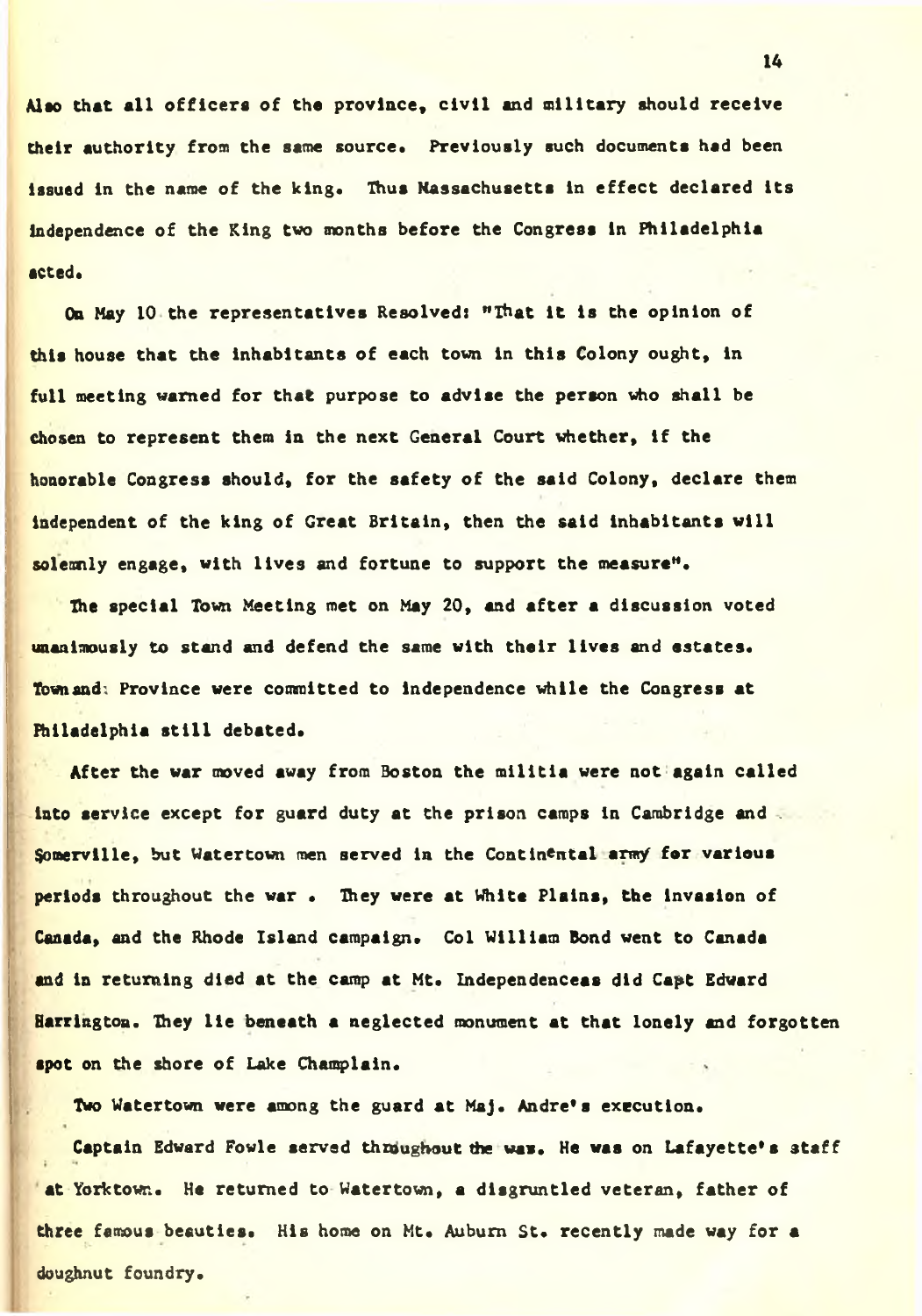Also that all officers of the province, civil and military should receive their authority from the same source. Previously such documents had been issued in the name of the king. Thus Massachusetts in effect declared its independence of the King two months before the Congress in Philadelphia acted.

On May 10 the representatives Resolved: "That it is the opinion of this house that the inhabitants of each town in this Colony ought, in full meeting warned for that purpose to advise the person who shall be chosen to represent them in the next General Court whether, if the honorable Congress should, for the safety of the said Colony, declare them independent of the king of Great Britain, then the said inhabitants will solemnly engage, with lives and fortune to support the measure".

The special Town Meeting met on May 20, and after a discussion voted unanimously to stand and defend the same with their lives and estates. Town and Province were committed to independence while the Congress at Philadelphia still debated.

After the war moved away from Boston the militia were not again called into service except for guard duty at the prison camps in Cambridge and Somerville, but Watertown men served in the Continental army for various periods throughout the war . They were at White Plains, the invasion of Canada, and the Rhode Island campaign. Col William Bond went to Canada and in returning died at the camp at Mt. Independenceas did Capt Edward Harrington. They lie beneath a neglected monument at that lonely and forgotten spot on the shore of Lake Champlain.

Two Watertown were among the guard at Maj. Andre's execution.

Captain Edward Fowle served throughout the war. He was on Lafayette's staff at Yorktown. He returned to Watertown, a disgruntled veteran, father of three famous beauties. His home on Mt. Auburn St. recently made way for a doughnut foundry.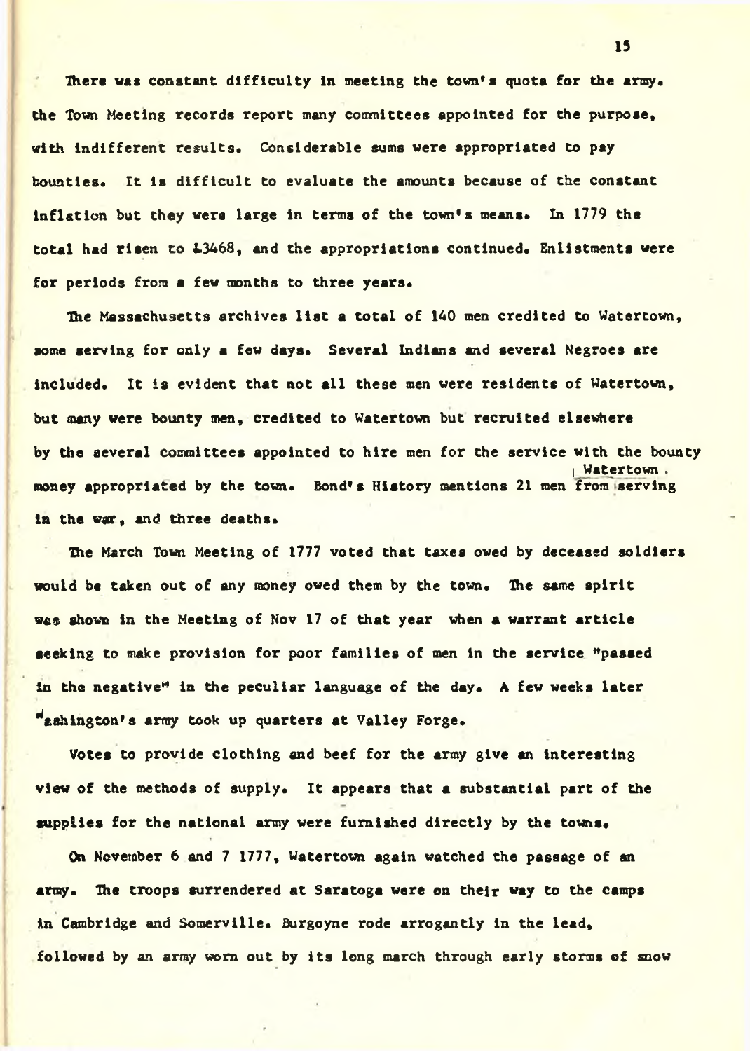There was constant difficulty in meeting the town's quota for the army. the Town Meeting records report many committees appointed for the purpose, with indifferent results. Considerable sums were appropriated to pay bounties. It is difficult to evaluate the amounts because of the constant inflation but they were large in terms of the town's means. In 1779 the total had risen to £3468, and the appropriations continued. Enlistments were for periods from a few months to three years.

The Massachusetts archives list a total of 140 men credited to Watertown, some serving for only a few days. Several Indians and several Negroes are included. It is evident that not all these men were residents of Watertown, but many were bounty men, credited to Watertown but recruited elsewhere by the several committees appointed to hire men for the service with the bounty money appropriated by the town. Bond's History mentions 21 men from Watertown serving in the war, and three deaths.

The March Town Meeting of 1777 voted that taxes owed by deceased soldiers would be taken out of any money owed them by the town. The same spirit was shown in the Meeting of Nov 17 of that year when a warrant article seeking to make provision for poor families of men in the service "passed in the negative" in the peculiar language of the day. A few weeks later Washington's army took up quarters at Valley Forge.

Votes to provide clothing and beef for the army give an interesting view of the methods of supply. It appears that a substantial part of the supplies for the national army were furnished directly by the towns.

On November 6 and 7 1777, Watertown again watched the passage of an army. The troops surrendered at Saratoga were on their way to the camps in Cambridge and Somerville. Burgoyne rode arrogantly in the lead, followed by an army worn out by its long march through early storms of snow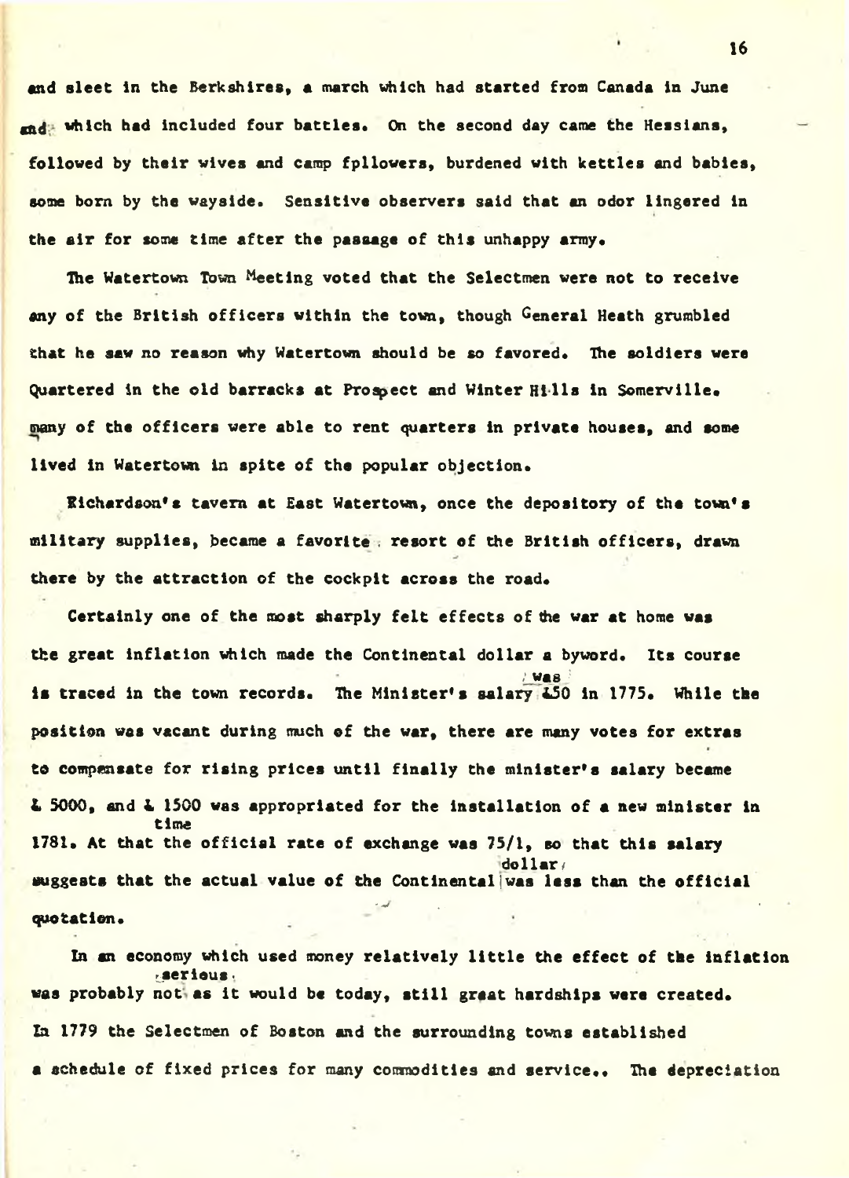and sleet in the Berkshires, a march which had started from Canada in June and which had included four battles. On the second day came the Hessians, followed by their wives and camp fpllowers, burdened with kettles and babies, some born by the wayside. Sensitive observers said that an odor lingered in the air for some time after the passaage of this unhappy army.

The Watertown Town Meeting voted that the Selectmen were not to receive any of the British officers within the town, though General Heath grumbled that he saw no reason why Watertown should be so favored. The soldiers were Quartered in the old barracks at Prospect and Winter Hills in Somerville. many of the officers were able to rent quarters in private houses, and some lived in Watertown in spite of the popular objection.

Richardson's tavern at East Watertown, once the depository of the town's military supplies, became a favorite resort of the British officers, drawn there by the attraction of the cockpit across the road.

Certainly one of the most sharply felt effects of the war at home was the great inflation which made the Continental dollar a byword. Its course is traced in the town records. The Minister's salary was £50 in 1775. While the position was vacant during much of the war, there are many votes for extras to compensate for rising prices until finally the minister's salary became £ 5000, and £ 1500 was appropriated for the installation of a new minister in 1781. At that time the official rate of exchange was 75/1, so that this salary suggests that the actual value of the Continental dollar was less than the official quotation.

In an economy which used money relatively little the effect of the inflation was probably not as serious as it would be today, still great hardships were created. In 1779 the Selectmen of Boston and the surrounding towns established a schedule of fixed prices for many commodities and service.. The depreciation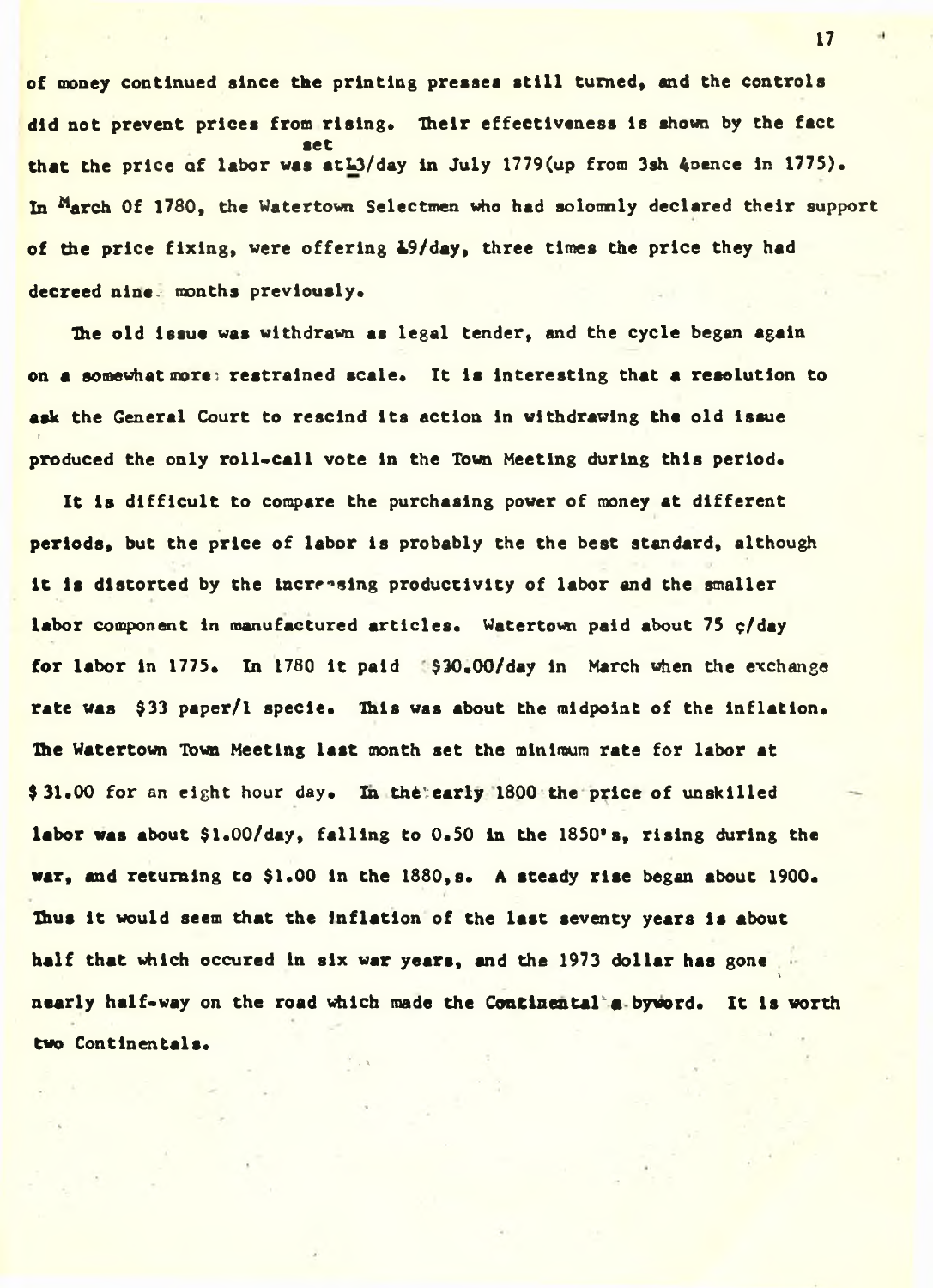of money continued since the printing presses still turned, and the controls did not prevent prices from rising. Their effectiveness is shown by the fact that the price of labor was set at £3/day in July 1779 (up from 3sh 4pence in 1775). In March Of 1780, the Watertown Selectmen who had solomnly declared their support of the price fixing, were offering £9/day, three times the price they had decreed nine months previously.

The old issue was withdrawn as legal tender, and the cycle began again on a somewhat more restrained scale. It is interesting that a resolution to ask the General Court to rescind its action in withdrawing the old issue produced the only roll-call vote in the Town Meeting during this period.

It is difficult to compare the purchasing power of money at different periods, but the price of labor is probably the the best standard, although it is distorted by the increasing productivity of labor and the smaller labor component in manufactured articles. Watertown paid about 75 ¢/day for labor in 1775. In 1780 it paid $30.00/day in March when the exchange rate was $33 paper/1 specie. This was about the midpoint of the inflation. The Watertown Town Meeting last month set the minimum rate for labor at $31.00 for an eight hour day. In the early 1800 the price of unskilled labor was about $1.00/day, falling to 0.50 in the 1850's, rising during the war, and returning to $1.00 in the 1880,s. A steady rise began about 1900. Thus it would seem that the inflation of the last seventy years is about half that which occured in six war years, and the 1973 dollar has gone nearly half-way on the road which made the Continental a byword. It is worth two Continentals.